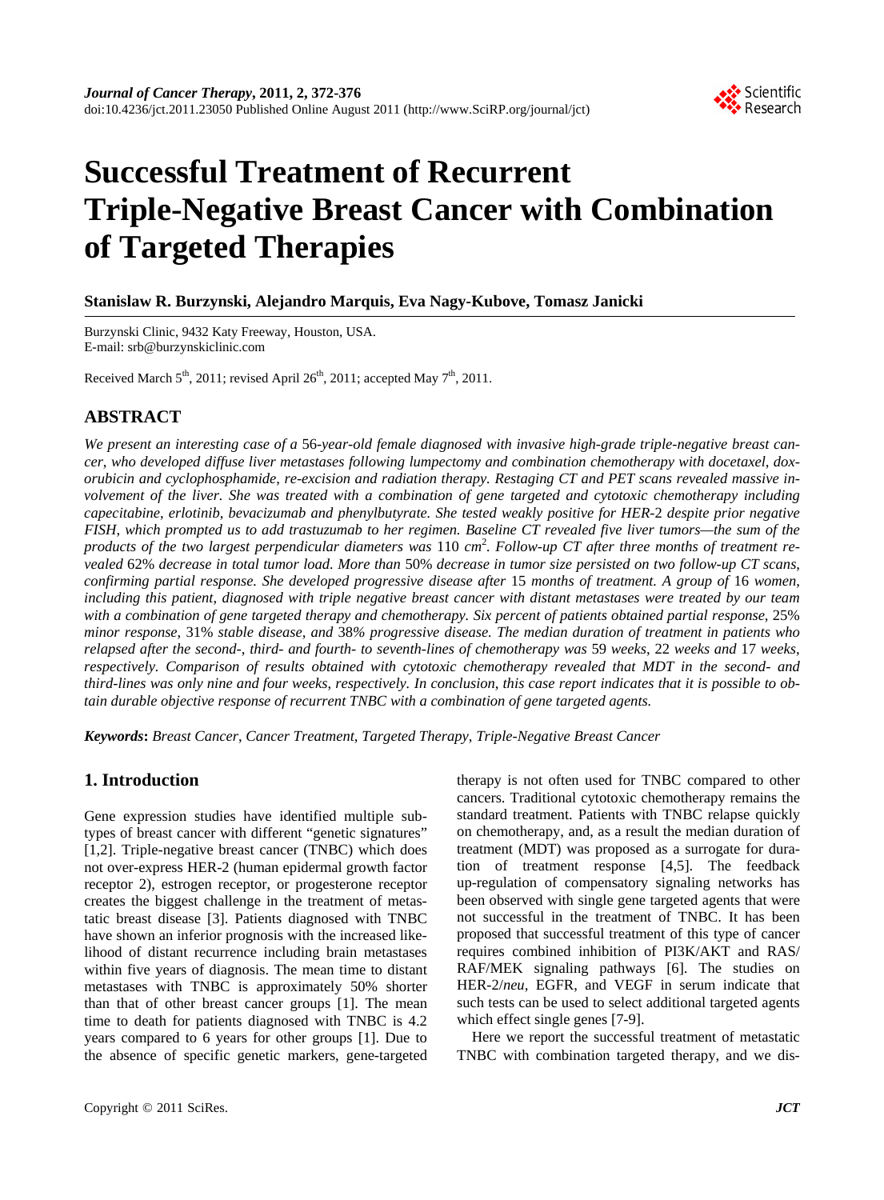# Successful Treatment of Recurrent Triple-Negative Breast Cancer with Combination of Targeted Therapies

**Stanislaw R. Burzynski, Alejandro Marquis, Eva Nagy-Kubove, Tomasz Janicki**

Burzynski Clinic, 9432 Katy Freeway, Houston, USA.
E-mail: srb@burzynskiclinic.com

Received March 5th, 2011; revised April 26th, 2011; accepted May 7th, 2011.

## ABSTRACT

*We present an interesting case of a 56-year-old female diagnosed with invasive high-grade triple-negative breast cancer, who developed diffuse liver metastases following lumpectomy and combination chemotherapy with docetaxel, doxorubicin and cyclophosphamide, re-excision and radiation therapy. Restaging CT and PET scans revealed massive involvement of the liver. She was treated with a combination of gene targeted and cytotoxic chemotherapy including capecitabine, erlotinib, bevacizumab and phenylbutyrate. She tested weakly positive for HER-2 despite prior negative FISH, which prompted us to add trastuzumab to her regimen. Baseline CT revealed five liver tumors—the sum of the products of the two largest perpendicular diameters was 110 $cm^2$. Follow-up CT after three months of treatment revealed 62% decrease in total tumor load. More than 50% decrease in tumor size persisted on two follow-up CT scans, confirming partial response. She developed progressive disease after 15 months of treatment. A group of 16 women, including this patient, diagnosed with triple negative breast cancer with distant metastases were treated by our team with a combination of gene targeted therapy and chemotherapy. Six percent of patients obtained partial response, 25% minor response, 31% stable disease, and 38% progressive disease. The median duration of treatment in patients who relapsed after the second-, third- and fourth- to seventh-lines of chemotherapy was 59 weeks, 22 weeks and 17 weeks, respectively. Comparison of results obtained with cytotoxic chemotherapy revealed that MDT in the second- and third-lines was only nine and four weeks, respectively. In conclusion, this case report indicates that it is possible to obtain durable objective response of recurrent TNBC with a combination of gene targeted agents.*

***Keywords*****:** *Breast Cancer, Cancer Treatment, Targeted Therapy, Triple-Negative Breast Cancer*

## 1. Introduction

Gene expression studies have identified multiple subtypes of breast cancer with different "genetic signatures" [1,2]. Triple-negative breast cancer (TNBC) which does not over-express HER-2 (human epidermal growth factor receptor 2), estrogen receptor, or progesterone receptor creates the biggest challenge in the treatment of metastatic breast disease [3]. Patients diagnosed with TNBC have shown an inferior prognosis with the increased likelihood of distant recurrence including brain metastases within five years of diagnosis. The mean time to distant metastases with TNBC is approximately 50% shorter than that of other breast cancer groups [1]. The mean time to death for patients diagnosed with TNBC is 4.2 years compared to 6 years for other groups [1]. Due to the absence of specific genetic markers, gene-targeted therapy is not often used for TNBC compared to other cancers. Traditional cytotoxic chemotherapy remains the standard treatment. Patients with TNBC relapse quickly on chemotherapy, and, as a result the median duration of treatment (MDT) was proposed as a surrogate for duration of treatment response [4,5]. The feedback up-regulation of compensatory signaling networks has been observed with single gene targeted agents that were not successful in the treatment of TNBC. It has been proposed that successful treatment of this type of cancer requires combined inhibition of PI3K/AKT and RAS/RAF/MEK signaling pathways [6]. The studies on HER-2/*neu*, EGFR, and VEGF in serum indicate that such tests can be used to select additional targeted agents which effect single genes [7-9].

Here we report the successful treatment of metastatic TNBC with combination targeted therapy, and we dis-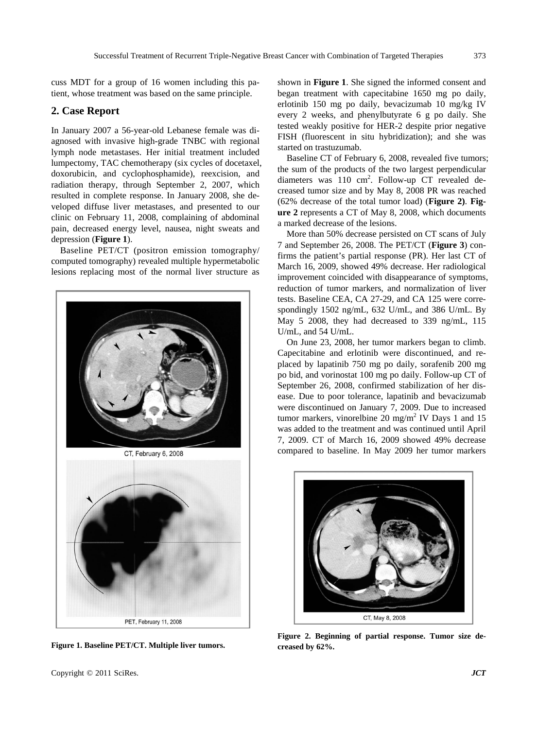cuss MDT for a group of 16 women including this patient, whose treatment was based on the same principle.

## 2. Case Report

In January 2007 a 56-year-old Lebanese female was diagnosed with invasive high-grade TNBC with regional lymph node metastases. Her initial treatment included lumpectomy, TAC chemotherapy (six cycles of docetaxel, doxorubicin, and cyclophosphamide), reexcision, and radiation therapy, through September 2, 2007, which resulted in complete response. In January 2008, she developed diffuse liver metastases, and presented to our clinic on February 11, 2008, complaining of abdominal pain, decreased energy level, nausea, night sweats and depression (**Figure 1**).

Baseline PET/CT (positron emission tomography/computed tomography) revealed multiple hypermetabolic lesions replacing most of the normal liver structure as shown in **Figure 1**. She signed the informed consent and began treatment with capecitabine 1650 mg po daily, erlotinib 150 mg po daily, bevacizumab 10 mg/kg IV every 2 weeks, and phenylbutyrate 6 g po daily. She tested weakly positive for HER-2 despite prior negative FISH (fluorescent in situ hybridization); and she was started on trastuzumab.

Baseline CT of February 6, 2008, revealed five tumors; the sum of the products of the two largest perpendicular diameters was 110 cm$^2$. Follow-up CT revealed decreased tumor size and by May 8, 2008 PR was reached (62% decrease of the total tumor load) (**Figure 2**). **Figure 2** represents a CT of May 8, 2008, which documents a marked decrease of the lesions.

More than 50% decrease persisted on CT scans of July 7 and September 26, 2008. The PET/CT (**Figure 3**) confirms the patient's partial response (PR). Her last CT of March 16, 2009, showed 49% decrease. Her radiological improvement coincided with disappearance of symptoms, reduction of tumor markers, and normalization of liver tests. Baseline CEA, CA 27-29, and CA 125 were correspondingly 1502 ng/mL, 632 U/mL, and 386 U/mL. By May 5 2008, they had decreased to 339 ng/mL, 115 U/mL, and 54 U/mL.

On June 23, 2008, her tumor markers began to climb. Capecitabine and erlotinib were discontinued, and replaced by lapatinib 750 mg po daily, sorafenib 200 mg po bid, and vorinostat 100 mg po daily. Follow-up CT of September 26, 2008, confirmed stabilization of her disease. Due to poor tolerance, lapatinib and bevacizumab were discontinued on January 7, 2009. Due to increased tumor markers, vinorelbine 20 mg/m$^2$ IV Days 1 and 15 was added to the treatment and was continued until April 7, 2009. CT of March 16, 2009 showed 49% decrease compared to baseline. In May 2009 her tumor markers

CT, February 6, 2008

PET, February 11, 2008

**Figure 1. Baseline PET/CT. Multiple liver tumors.**

CT, May 8, 2008

**Figure 2. Beginning of partial response. Tumor size decreased by 62%.**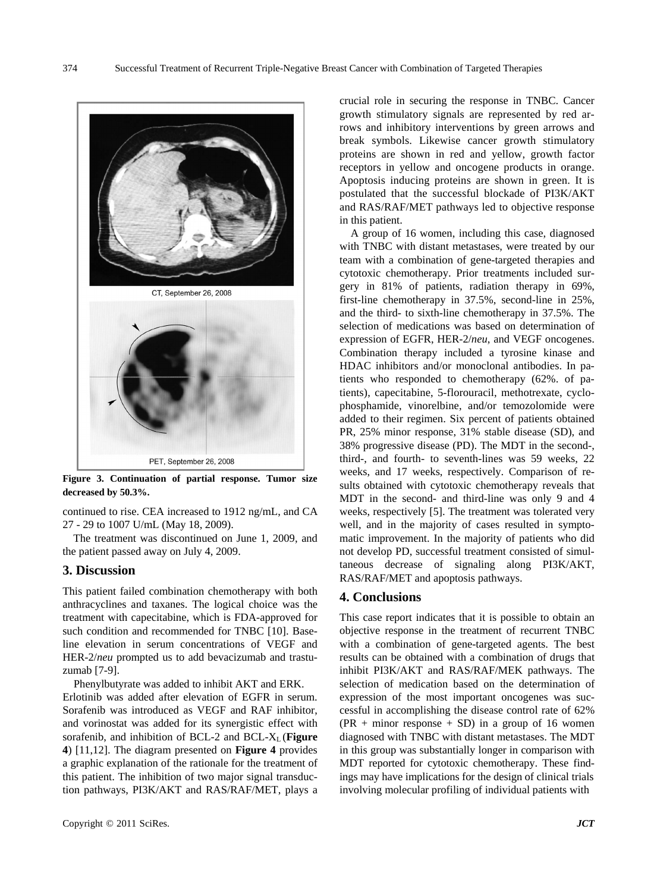CT, September 26, 2008

PET, September 26, 2008

**Figure 3. Continuation of partial response. Tumor size decreased by 50.3%.**

continued to rise. CEA increased to 1912 ng/mL, and CA 27 - 29 to 1007 U/mL (May 18, 2009).

The treatment was discontinued on June 1, 2009, and the patient passed away on July 4, 2009.

## 3. Discussion

This patient failed combination chemotherapy with both anthracyclines and taxanes. The logical choice was the treatment with capecitabine, which is FDA-approved for such condition and recommended for TNBC [10]. Baseline elevation in serum concentrations of VEGF and HER-2/*neu* prompted us to add bevacizumab and trastuzumab [7-9].

Phenylbutyrate was added to inhibit AKT and ERK. Erlotinib was added after elevation of EGFR in serum. Sorafenib was introduced as VEGF and RAF inhibitor, and vorinostat was added for its synergistic effect with sorafenib, and inhibition of BCL-2 and BCL-$X_L$ (**Figure 4**) [11,12]. The diagram presented on **Figure 4** provides a graphic explanation of the rationale for the treatment of this patient. The inhibition of two major signal transduction pathways, PI3K/AKT and RAS/RAF/MET, plays a crucial role in securing the response in TNBC. Cancer growth stimulatory signals are represented by red arrows and inhibitory interventions by green arrows and break symbols. Likewise cancer growth stimulatory proteins are shown in red and yellow, growth factor receptors in yellow and oncogene products in orange. Apoptosis inducing proteins are shown in green. It is postulated that the successful blockade of PI3K/AKT and RAS/RAF/MET pathways led to objective response in this patient.

A group of 16 women, including this case, diagnosed with TNBC with distant metastases, were treated by our team with a combination of gene-targeted therapies and cytotoxic chemotherapy. Prior treatments included surgery in 81% of patients, radiation therapy in 69%, first-line chemotherapy in 37.5%, second-line in 25%, and the third- to sixth-line chemotherapy in 37.5%. The selection of medications was based on determination of expression of EGFR, HER-2/*neu*, and VEGF oncogenes. Combination therapy included a tyrosine kinase and HDAC inhibitors and/or monoclonal antibodies. In patients who responded to chemotherapy (62%. of patients), capecitabine, 5-florouracil, methotrexate, cyclophosphamide, vinorelbine, and/or temozolomide were added to their regimen. Six percent of patients obtained PR, 25% minor response, 31% stable disease (SD), and 38% progressive disease (PD). The MDT in the second-, third-, and fourth- to seventh-lines was 59 weeks, 22 weeks, and 17 weeks, respectively. Comparison of results obtained with cytotoxic chemotherapy reveals that MDT in the second- and third-line was only 9 and 4 weeks, respectively [5]. The treatment was tolerated very well, and in the majority of cases resulted in symptomatic improvement. In the majority of patients who did not develop PD, successful treatment consisted of simultaneous decrease of signaling along PI3K/AKT, RAS/RAF/MET and apoptosis pathways.

## 4. Conclusions

This case report indicates that it is possible to obtain an objective response in the treatment of recurrent TNBC with a combination of gene-targeted agents. The best results can be obtained with a combination of drugs that inhibit PI3K/AKT and RAS/RAF/MEK pathways. The selection of medication based on the determination of expression of the most important oncogenes was successful in accomplishing the disease control rate of 62% (PR + minor response + SD) in a group of 16 women diagnosed with TNBC with distant metastases. The MDT in this group was substantially longer in comparison with MDT reported for cytotoxic chemotherapy. These findings may have implications for the design of clinical trials involving molecular profiling of individual patients with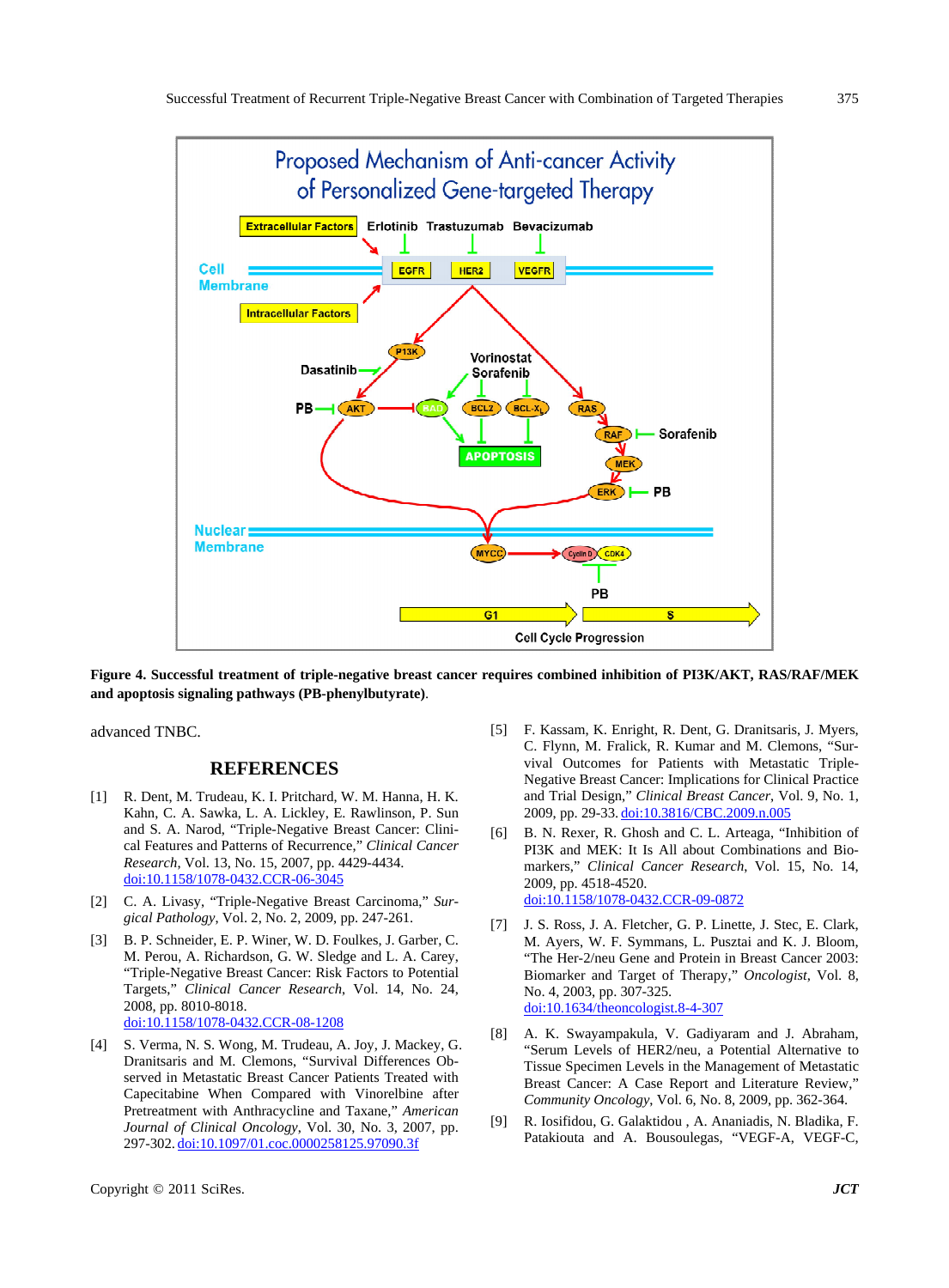**Figure 4. Successful treatment of triple-negative breast cancer requires combined inhibition of PI3K/AKT, RAS/RAF/MEK and apoptosis signaling pathways (PB-phenylbutyrate)**.

advanced TNBC.

## REFERENCES

[1] R. Dent, M. Trudeau, K. I. Pritchard, W. M. Hanna, H. K. Kahn, C. A. Sawka, L. A. Lickley, E. Rawlinson, P. Sun and S. A. Narod, "Triple-Negative Breast Cancer: Clinical Features and Patterns of Recurrence," *Clinical Cancer Research*, Vol. 13, No. 15, 2007, pp. 4429-4434. doi:10.1158/1078-0432.CCR-06-3045

[2] C. A. Livasy, "Triple-Negative Breast Carcinoma," *Surgical Pathology*, Vol. 2, No. 2, 2009, pp. 247-261.

[3] B. P. Schneider, E. P. Winer, W. D. Foulkes, J. Garber, C. M. Perou, A. Richardson, G. W. Sledge and L. A. Carey, "Triple-Negative Breast Cancer: Risk Factors to Potential Targets," *Clinical Cancer Research*, Vol. 14, No. 24, 2008, pp. 8010-8018. doi:10.1158/1078-0432.CCR-08-1208

[4] S. Verma, N. S. Wong, M. Trudeau, A. Joy, J. Mackey, G. Dranitsaris and M. Clemons, "Survival Differences Observed in Metastatic Breast Cancer Patients Treated with Capecitabine When Compared with Vinorelbine after Pretreatment with Anthracycline and Taxane," *American Journal of Clinical Oncology*, Vol. 30, No. 3, 2007, pp. 297-302. doi:10.1097/01.coc.0000258125.97090.3f

[5] F. Kassam, K. Enright, R. Dent, G. Dranitsaris, J. Myers, C. Flynn, M. Fralick, R. Kumar and M. Clemons, "Survival Outcomes for Patients with Metastatic Triple-Negative Breast Cancer: Implications for Clinical Practice and Trial Design," *Clinical Breast Cancer*, Vol. 9, No. 1, 2009, pp. 29-33. doi:10.3816/CBC.2009.n.005

[6] B. N. Rexer, R. Ghosh and C. L. Arteaga, "Inhibition of PI3K and MEK: It Is All about Combinations and Biomarkers," *Clinical Cancer Research*, Vol. 15, No. 14, 2009, pp. 4518-4520. doi:10.1158/1078-0432.CCR-09-0872

[7] J. S. Ross, J. A. Fletcher, G. P. Linette, J. Stec, E. Clark, M. Ayers, W. F. Symmans, L. Pusztai and K. J. Bloom, "The Her-2/neu Gene and Protein in Breast Cancer 2003: Biomarker and Target of Therapy," *Oncologist*, Vol. 8, No. 4, 2003, pp. 307-325. doi:10.1634/theoncologist.8-4-307

[8] A. K. Swayampakula, V. Gadiyaram and J. Abraham, "Serum Levels of HER2/neu, a Potential Alternative to Tissue Specimen Levels in the Management of Metastatic Breast Cancer: A Case Report and Literature Review," *Community Oncology*, Vol. 6, No. 8, 2009, pp. 362-364.

[9] R. Iosifidou, G. Galaktidou , A. Ananiadis, N. Bladika, F. Patakiouta and A. Bousoulegas, "VEGF-A, VEGF-C,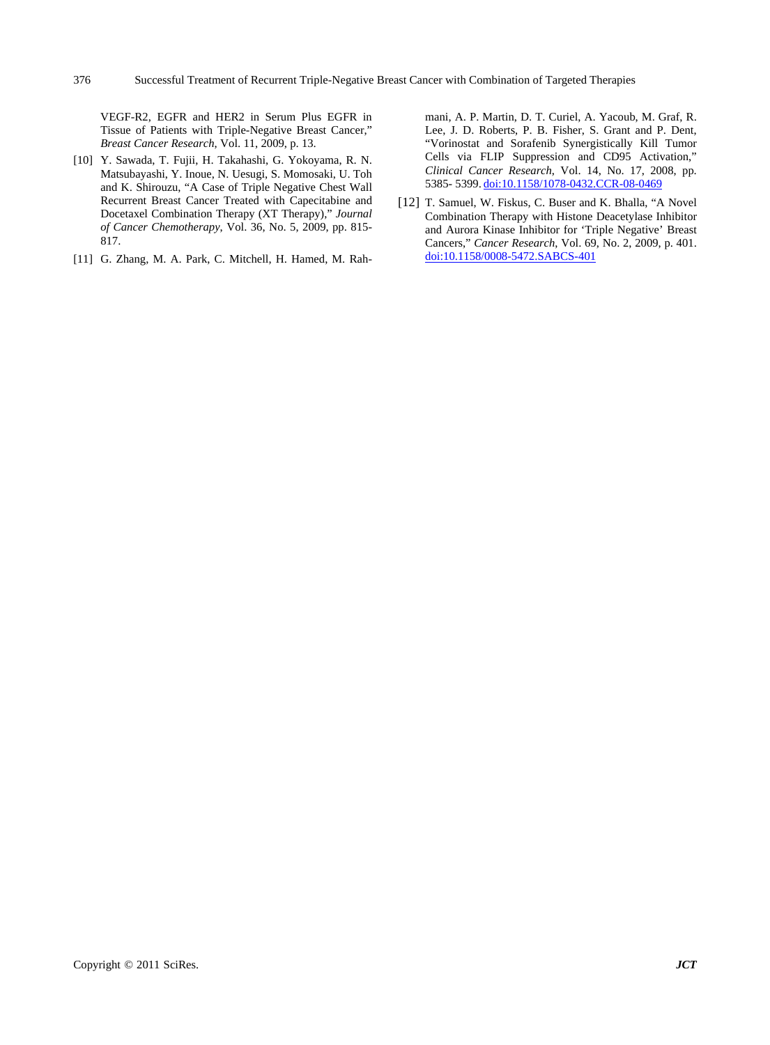VEGF-R2, EGFR and HER2 in Serum Plus EGFR in Tissue of Patients with Triple-Negative Breast Cancer," *Breast Cancer Research*, Vol. 11, 2009, p. 13.

[10] Y. Sawada, T. Fujii, H. Takahashi, G. Yokoyama, R. N. Matsubayashi, Y. Inoue, N. Uesugi, S. Momosaki, U. Toh and K. Shirouzu, "A Case of Triple Negative Chest Wall Recurrent Breast Cancer Treated with Capecitabine and Docetaxel Combination Therapy (XT Therapy)," *Journal of Cancer Chemotherapy*, Vol. 36, No. 5, 2009, pp. 815-817.

[11] G. Zhang, M. A. Park, C. Mitchell, H. Hamed, M. Rahmani, A. P. Martin, D. T. Curiel, A. Yacoub, M. Graf, R. Lee, J. D. Roberts, P. B. Fisher, S. Grant and P. Dent, "Vorinostat and Sorafenib Synergistically Kill Tumor Cells via FLIP Suppression and CD95 Activation," *Clinical Cancer Research*, Vol. 14, No. 17, 2008, pp. 5385- 5399. doi:10.1158/1078-0432.CCR-08-0469

[12] T. Samuel, W. Fiskus, C. Buser and K. Bhalla, "A Novel Combination Therapy with Histone Deacetylase Inhibitor and Aurora Kinase Inhibitor for 'Triple Negative' Breast Cancers," *Cancer Research*, Vol. 69, No. 2, 2009, p. 401. doi:10.1158/0008-5472.SABCS-401